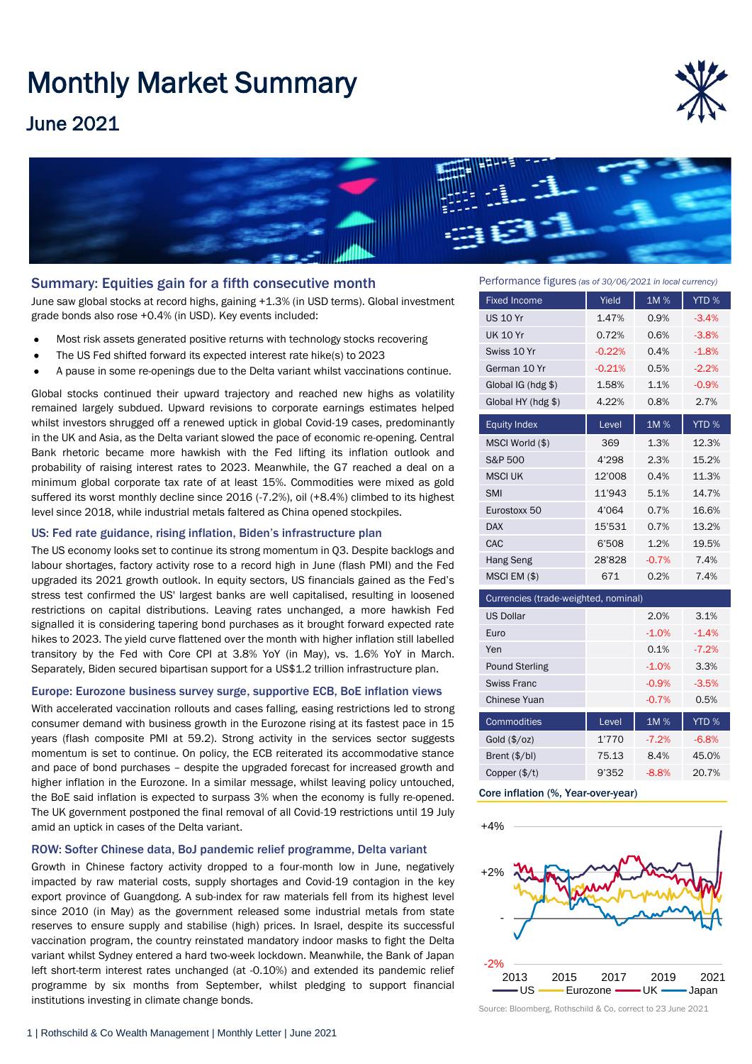# Monthly Market Summary

## June 2021

## Summary: Equities gain for a fifth consecutive month

June saw global stocks at record highs, gaining +1.3% (in USD terms). Global investment grade bonds also rose +0.4% (in USD). Key events included:

- Most risk assets generated positive returns with technology stocks recovering
- The US Fed shifted forward its expected interest rate hike(s) to 2023
- A pause in some re-openings due to the Delta variant whilst vaccinations continue.

Global stocks continued their upward trajectory and reached new highs as volatility remained largely subdued. Upward revisions to corporate earnings estimates helped whilst investors shrugged off a renewed uptick in global Covid-19 cases, predominantly in the UK and Asia, as the Delta variant slowed the pace of economic re-opening. Central Bank rhetoric became more hawkish with the Fed lifting its inflation outlook and probability of raising interest rates to 2023. Meanwhile, the G7 reached a deal on a minimum global corporate tax rate of at least 15%. Commodities were mixed as gold suffered its worst monthly decline since 2016 (-7.2%), oil (+8.4%) climbed to its highest level since 2018, while industrial metals faltered as China opened stockpiles.

### US: Fed rate guidance, rising inflation, Biden's infrastructure plan

The US economy looks set to continue its strong momentum in Q3. Despite backlogs and labour shortages, factory activity rose to a record high in June (flash PMI) and the Fed upgraded its 2021 growth outlook. In equity sectors, US financials gained as the Fed's stress test confirmed the US' largest banks are well capitalised, resulting in loosened restrictions on capital distributions. Leaving rates unchanged, a more hawkish Fed signalled it is considering tapering bond purchases as it brought forward expected rate hikes to 2023. The yield curve flattened over the month with higher inflation still labelled transitory by the Fed with Core CPI at 3.8% YoY (in May), vs. 1.6% YoY in March. Separately, Biden secured bipartisan support for a US$1.2 trillion infrastructure plan.

### Europe: Eurozone business survey surge, supportive ECB, BoE inflation views

With accelerated vaccination rollouts and cases falling, easing restrictions led to strong consumer demand with business growth in the Eurozone rising at its fastest pace in 15 years (flash composite PMI at 59.2). Strong activity in the services sector suggests momentum is set to continue. On policy, the ECB reiterated its accommodative stance and pace of bond purchases – despite the upgraded forecast for increased growth and higher inflation in the Eurozone. In a similar message, whilst leaving policy untouched, the BoE said inflation is expected to surpass 3% when the economy is fully re-opened. The UK government postponed the final removal of all Covid-19 restrictions until 19 July amid an uptick in cases of the Delta variant.

### ROW: Softer Chinese data, BoJ pandemic relief programme, Delta variant

Growth in Chinese factory activity dropped to a four-month low in June, negatively impacted by raw material costs, supply shortages and Covid-19 contagion in the key export province of Guangdong. A sub-index for raw materials fell from its highest level since 2010 (in May) as the government released some industrial metals from state reserves to ensure supply and stabilise (high) prices. In Israel, despite its successful vaccination program, the country reinstated mandatory indoor masks to fight the Delta variant whilst Sydney entered a hard two-week lockdown. Meanwhile, the Bank of Japan left short-term interest rates unchanged (at -0.10%) and extended its pandemic relief programme by six months from September, whilst pledging to support financial institutions investing in climate change bonds.

### Performance figures *(as of 30/06/2021 in local currency)*

| Fixed Income | Yield | 1M % | YTD % |
|---|---|---|---|
| US 10 Yr | 1.47% | 0.9% | -3.4% |
| UK 10 Yr | 0.72% | 0.6% | -3.8% |
| Swiss 10 Yr | -0.22% | 0.4% | -1.8% |
| German 10 Yr | -0.21% | 0.5% | -2.2% |
| Global IG (hdg $) | 1.58% | 1.1% | -0.9% |
| Global HY (hdg $) | 4.22% | 0.8% | 2.7% |
| **Equity Index** | **Level** | **1M %** | **YTD %** |
| MSCI World ($) | 369 | 1.3% | 12.3% |
| S&P 500 | 4'298 | 2.3% | 15.2% |
| MSCI UK | 12'008 | 0.4% | 11.3% |
| SMI | 11'943 | 5.1% | 14.7% |
| Eurostoxx 50 | 4'064 | 0.7% | 16.6% |
| DAX | 15'531 | 0.7% | 13.2% |
| CAC | 6'508 | 1.2% | 19.5% |
| Hang Seng | 28'828 | -0.7% | 7.4% |
| MSCI EM ($) | 671 | 0.2% | 7.4% |
| **Currencies (trade-weighted, nominal)** | | | |
| US Dollar | | 2.0% | 3.1% |
| Euro | | -1.0% | -1.4% |
| Yen | | 0.1% | -7.2% |
| Pound Sterling | | -1.0% | 3.3% |
| Swiss Franc | | -0.9% | -3.5% |
| Chinese Yuan | | -0.7% | 0.5% |
| **Commodities** | **Level** | **1M %** | **YTD %** |
| Gold ($/oz) | 1'770 | -7.2% | -6.8% |
| Brent ($/bl) | 75.13 | 8.4% | 45.0% |
| Copper ($/t) | 9'352 | -8.8% | 20.7% |

**Core inflation (%, Year-over-year)**

Source: Bloomberg, Rothschild & Co, correct to 23 June 2021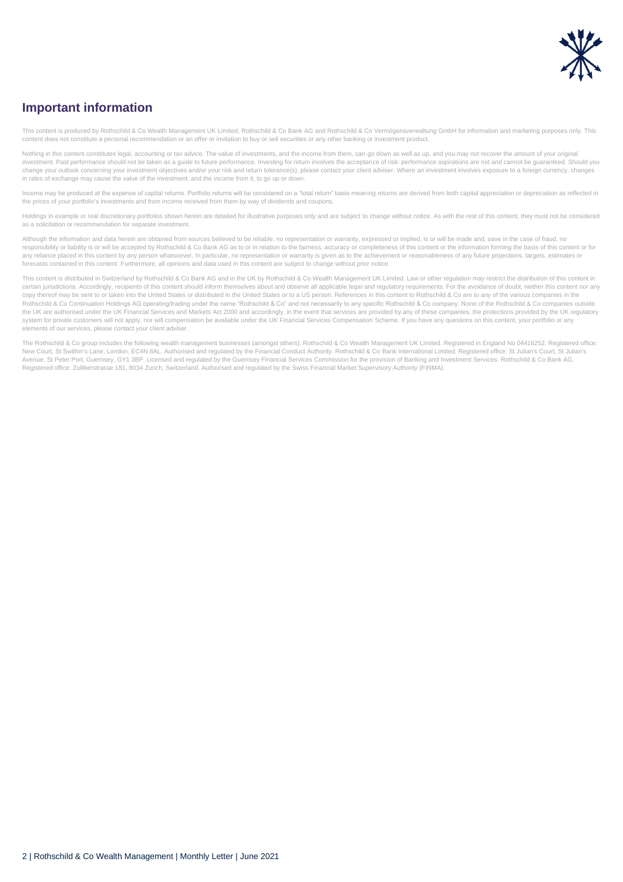## Important information

This content is produced by Rothschild & Co Wealth Management UK Limited, Rothschild & Co Bank AG and Rothschild & Co Vermögensverwaltung GmbH for information and marketing purposes only. This content does not constitute a personal recommendation or an offer or invitation to buy or sell securities or any other banking or investment product.

Nothing in this content constitutes legal, accounting or tax advice. The value of investments, and the income from them, can go down as well as up, and you may not recover the amount of your original investment. Past performance should not be taken as a guide to future performance. Investing for return involves the acceptance of risk: performance aspirations are not and cannot be guaranteed. Should you change your outlook concerning your investment objectives and/or your risk and return tolerance(s), please contact your client adviser. Where an investment involves exposure to a foreign currency, changes in rates of exchange may cause the value of the investment, and the income from it, to go up or down.

Income may be produced at the expense of capital returns. Portfolio returns will be considered on a "total return" basis meaning returns are derived from both capital appreciation or depreciation as reflected in the prices of your portfolio's investments and from income received from them by way of dividends and coupons.

Holdings in example or real discretionary portfolios shown herein are detailed for illustrative purposes only and are subject to change without notice. As with the rest of this content, they must not be considered as a solicitation or recommendation for separate investment.

Although the information and data herein are obtained from sources believed to be reliable, no representation or warranty, expressed or implied, is or will be made and, save in the case of fraud, no responsibility or liability is or will be accepted by Rothschild & Co Bank AG as to or in relation to the fairness, accuracy or completeness of this content or the information forming the basis of this content or for any reliance placed in this content by any person whatsoever. In particular, no representation or warranty is given as to the achievement or reasonableness of any future projections, targets, estimates or forecasts contained in this content. Furthermore, all opinions and data used in this content are subject to change without prior notice.

This content is distributed in Switzerland by Rothschild & Co Bank AG and in the UK by Rothschild & Co Wealth Management UK Limited. Law or other regulation may restrict the distribution of this content in certain jurisdictions. Accordingly, recipients of this content should inform themselves about and observe all applicable legal and regulatory requirements. For the avoidance of doubt, neither this content nor any copy thereof may be sent to or taken into the United States or distributed in the United States or to a US person. References in this content to Rothschild & Co are to any of the various companies in the Rothschild & Co Continuation Holdings AG operating/trading under the name "Rothschild & Co" and not necessarily to any specific Rothschild & Co company. None of the Rothschild & Co companies outside the UK are authorised under the UK Financial Services and Markets Act 2000 and accordingly, in the event that services are provided by any of these companies, the protections provided by the UK regulatory system for private customers will not apply, nor will compensation be available under the UK Financial Services Compensation Scheme. If you have any questions on this content, your portfolio or any elements of our services, please contact your client adviser.

The Rothschild & Co group includes the following wealth management businesses (amongst others): Rothschild & Co Wealth Management UK Limited. Registered in England No 04416252. Registered office: New Court, St Swithin's Lane, London, EC4N 8AL. Authorised and regulated by the Financial Conduct Authority. Rothschild & Co Bank International Limited. Registered office: St Julian's Court, St Julian's Avenue, St Peter Port, Guernsey, GY1 3BP. Licensed and regulated by the Guernsey Financial Services Commission for the provision of Banking and Investment Services. Rothschild & Co Bank AG. Registered office: Zollikerstrasse 181, 8034 Zurich, Switzerland. Authorised and regulated by the Swiss Financial Market Supervisory Authority (FINMA).